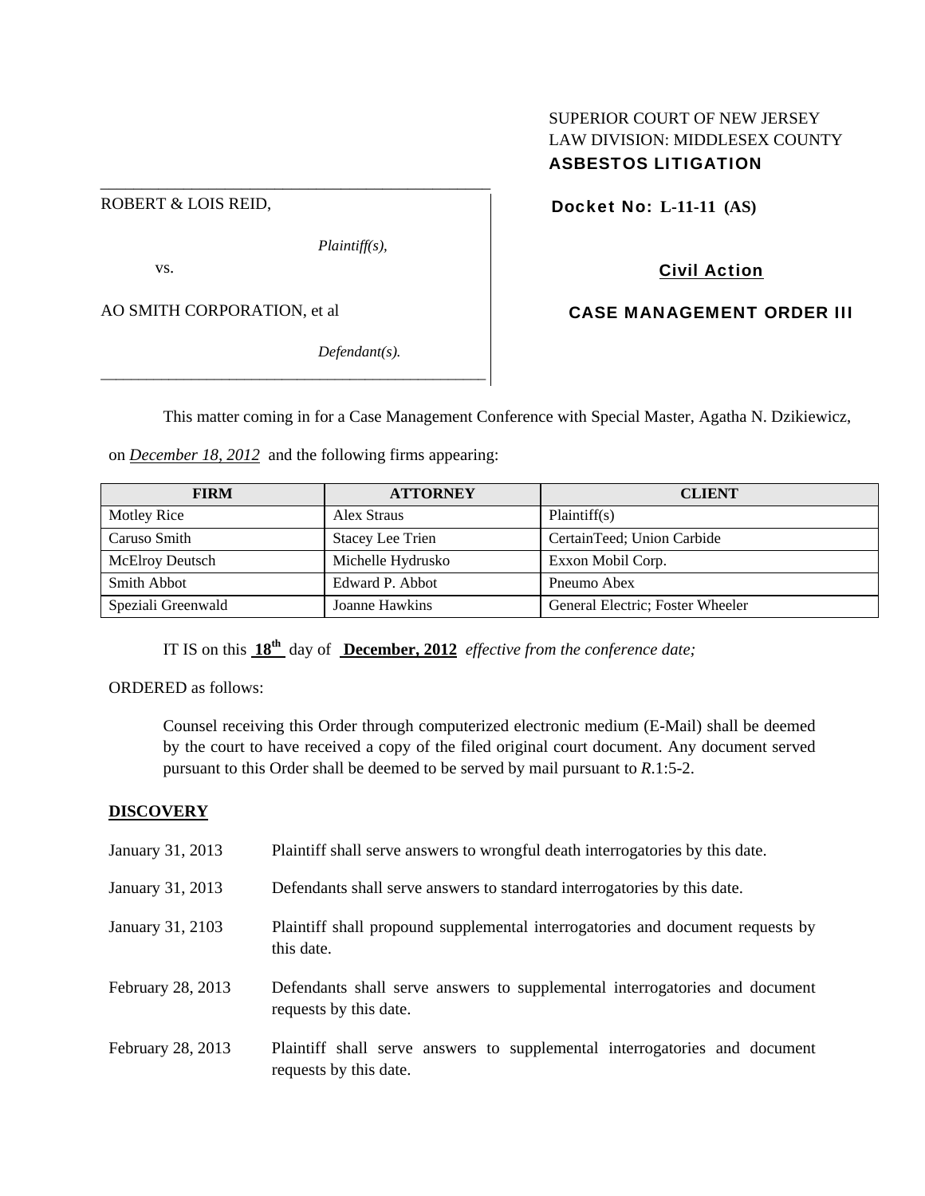SUPERIOR COURT OF NEW JERSEY
LAW DIVISION: MIDDLESEX COUNTY
**ASBESTOS LITIGATION**

ROBERT & LOIS REID,

*Plaintiff(s),*

vs.

AO SMITH CORPORATION, et al

*Defendant(s).*

**Docket No: L-11-11 (AS)**

**Civil Action**

**CASE MANAGEMENT ORDER III**

This matter coming in for a Case Management Conference with Special Master, Agatha N. Dzikiewicz, on ***December 18, 2012*** and the following firms appearing:

| FIRM | ATTORNEY | CLIENT |
|---|---|---|
| Motley Rice | Alex Straus | Plaintiff(s) |
| Caruso Smith | Stacey Lee Trien | CertainTeed; Union Carbide |
| McElroy Deutsch | Michelle Hydrusko | Exxon Mobil Corp. |
| Smith Abbot | Edward P. Abbot | Pneumo Abex |
| Speziali Greenwald | Joanne Hawkins | General Electric; Foster Wheeler |

IT IS on this **18th** day of **December, 2012** *effective from the conference date;*

ORDERED as follows:

Counsel receiving this Order through computerized electronic medium (E-Mail) shall be deemed by the court to have received a copy of the filed original court document. Any document served pursuant to this Order shall be deemed to be served by mail pursuant to *R*.1:5-2.

## DISCOVERY

January 31, 2013 — Plaintiff shall serve answers to wrongful death interrogatories by this date.

January 31, 2013 — Defendants shall serve answers to standard interrogatories by this date.

January 31, 2103 — Plaintiff shall propound supplemental interrogatories and document requests by this date.

February 28, 2013 — Defendants shall serve answers to supplemental interrogatories and document requests by this date.

February 28, 2013 — Plaintiff shall serve answers to supplemental interrogatories and document requests by this date.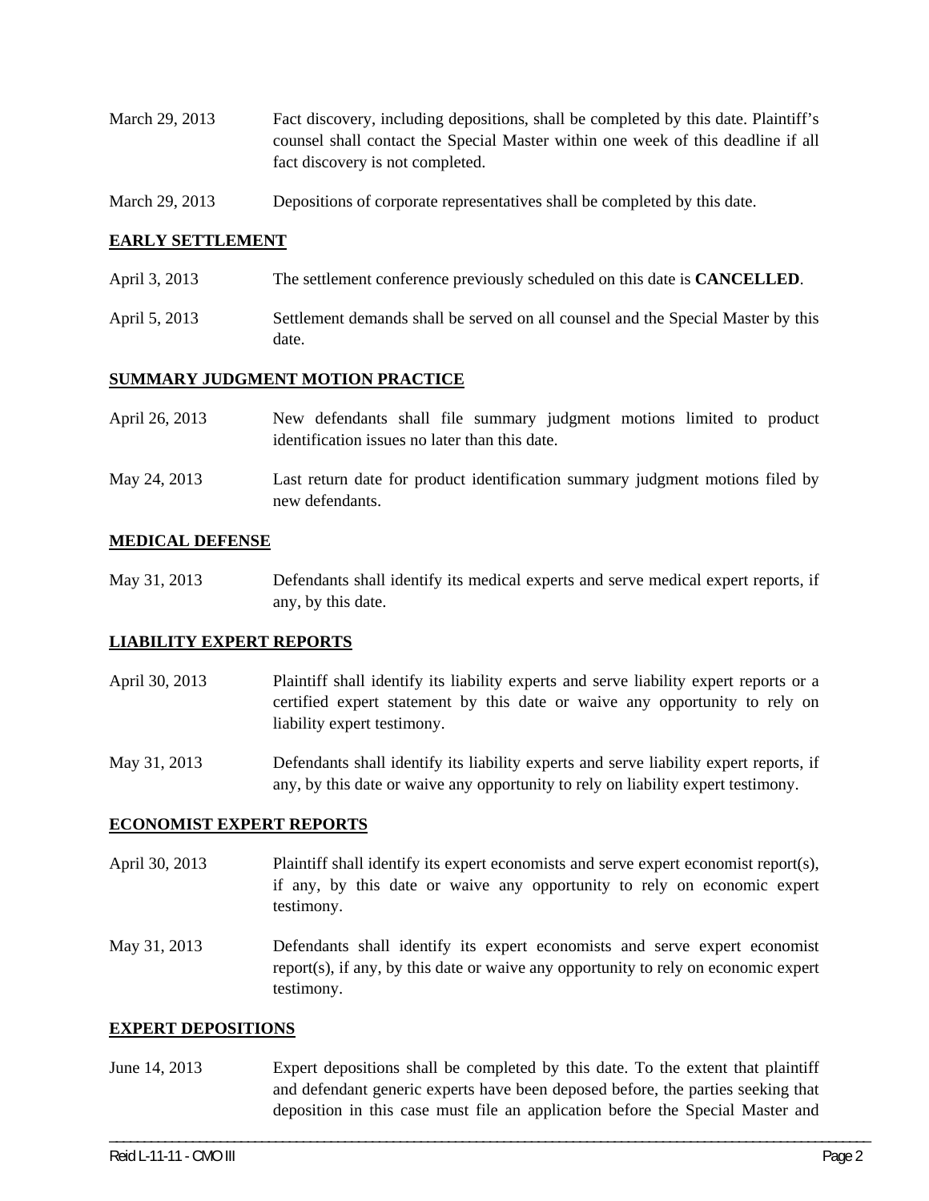March 29, 2013 Fact discovery, including depositions, shall be completed by this date. Plaintiff's counsel shall contact the Special Master within one week of this deadline if all fact discovery is not completed.

March 29, 2013 Depositions of corporate representatives shall be completed by this date.

## EARLY SETTLEMENT

April 3, 2013 The settlement conference previously scheduled on this date is **CANCELLED**.

April 5, 2013 Settlement demands shall be served on all counsel and the Special Master by this date.

## SUMMARY JUDGMENT MOTION PRACTICE

April 26, 2013 New defendants shall file summary judgment motions limited to product identification issues no later than this date.

May 24, 2013 Last return date for product identification summary judgment motions filed by new defendants.

## MEDICAL DEFENSE

May 31, 2013 Defendants shall identify its medical experts and serve medical expert reports, if any, by this date.

## LIABILITY EXPERT REPORTS

April 30, 2013 Plaintiff shall identify its liability experts and serve liability expert reports or a certified expert statement by this date or waive any opportunity to rely on liability expert testimony.

May 31, 2013 Defendants shall identify its liability experts and serve liability expert reports, if any, by this date or waive any opportunity to rely on liability expert testimony.

## ECONOMIST EXPERT REPORTS

April 30, 2013 Plaintiff shall identify its expert economists and serve expert economist report(s), if any, by this date or waive any opportunity to rely on economic expert testimony.

May 31, 2013 Defendants shall identify its expert economists and serve expert economist report(s), if any, by this date or waive any opportunity to rely on economic expert testimony.

## EXPERT DEPOSITIONS

June 14, 2013 Expert depositions shall be completed by this date. To the extent that plaintiff and defendant generic experts have been deposed before, the parties seeking that deposition in this case must file an application before the Special Master and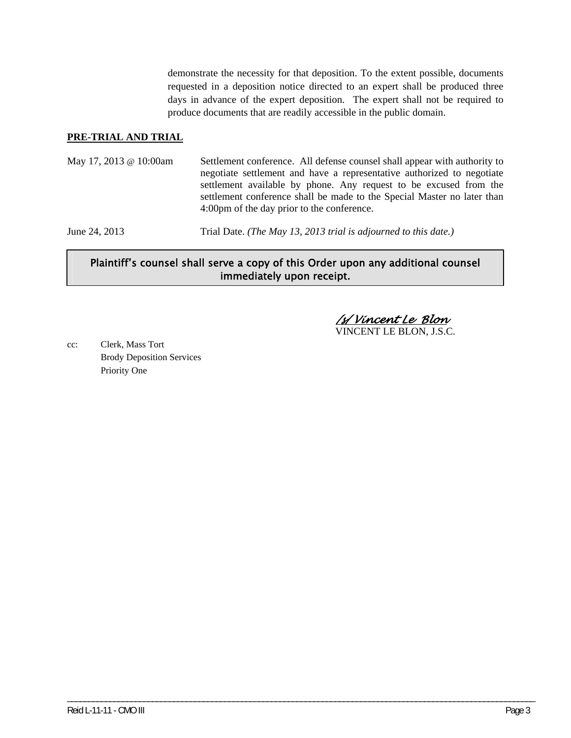demonstrate the necessity for that deposition. To the extent possible, documents requested in a deposition notice directed to an expert shall be produced three days in advance of the expert deposition. The expert shall not be required to produce documents that are readily accessible in the public domain.

**PRE-TRIAL AND TRIAL**

| | |
|---|---|
| May 17, 2013 @ 10:00am | Settlement conference. All defense counsel shall appear with authority to negotiate settlement and have a representative authorized to negotiate settlement available by phone. Any request to be excused from the settlement conference shall be made to the Special Master no later than 4:00pm of the day prior to the conference. |
| June 24, 2013 | Trial Date. *(The May 13, 2013 trial is adjourned to this date.)* |

**Plaintiff's counsel shall serve a copy of this Order upon any additional counsel immediately upon receipt.**

*/s/ Vincent Le Blon*
VINCENT LE BLON, J.S.C.

cc: Clerk, Mass Tort
Brody Deposition Services
Priority One